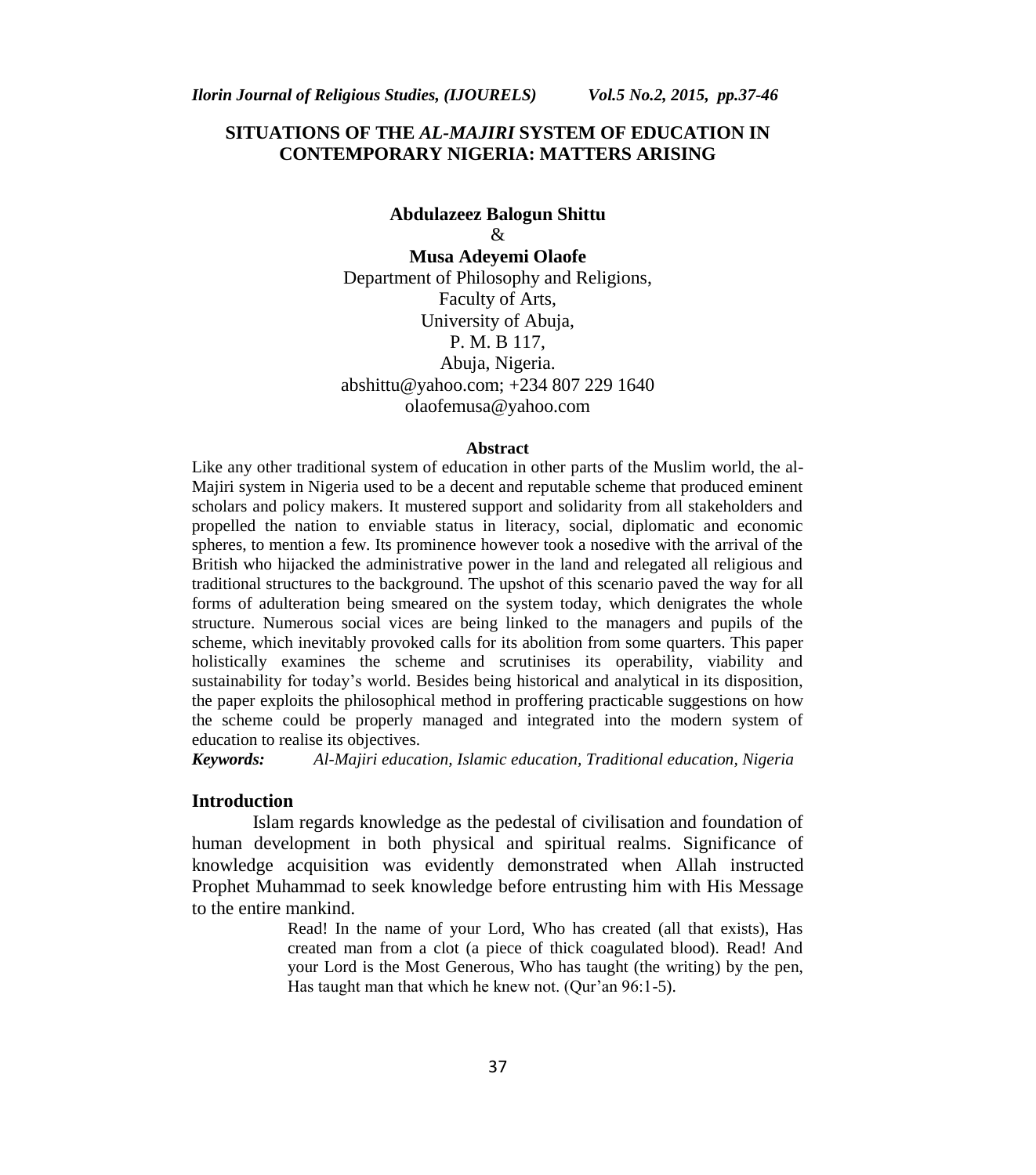# SITUATIONS OF THE *AL-MAJIRI* SYSTEM OF EDUCATION IN CONTEMPORARY NIGERIA: MATTERS ARISING

**Abdulazeez Balogun Shittu**
&
**Musa Adeyemi Olaofe**
Department of Philosophy and Religions,
Faculty of Arts,
University of Abuja,
P. M. B 117,
Abuja, Nigeria.
abshittu@yahoo.com; +234 807 229 1640
olaofemusa@yahoo.com

### Abstract

Like any other traditional system of education in other parts of the Muslim world, the al-Majiri system in Nigeria used to be a decent and reputable scheme that produced eminent scholars and policy makers. It mustered support and solidarity from all stakeholders and propelled the nation to enviable status in literacy, social, diplomatic and economic spheres, to mention a few. Its prominence however took a nosedive with the arrival of the British who hijacked the administrative power in the land and relegated all religious and traditional structures to the background. The upshot of this scenario paved the way for all forms of adulteration being smeared on the system today, which denigrates the whole structure. Numerous social vices are being linked to the managers and pupils of the scheme, which inevitably provoked calls for its abolition from some quarters. This paper holistically examines the scheme and scrutinises its operability, viability and sustainability for today's world. Besides being historical and analytical in its disposition, the paper exploits the philosophical method in proffering practicable suggestions on how the scheme could be properly managed and integrated into the modern system of education to realise its objectives.

***Keywords:*** *Al-Majiri education, Islamic education, Traditional education, Nigeria*

## Introduction

Islam regards knowledge as the pedestal of civilisation and foundation of human development in both physical and spiritual realms. Significance of knowledge acquisition was evidently demonstrated when Allah instructed Prophet Muhammad to seek knowledge before entrusting him with His Message to the entire mankind.

> Read! In the name of your Lord, Who has created (all that exists), Has created man from a clot (a piece of thick coagulated blood). Read! And your Lord is the Most Generous, Who has taught (the writing) by the pen, Has taught man that which he knew not. (Qur'an 96:1-5).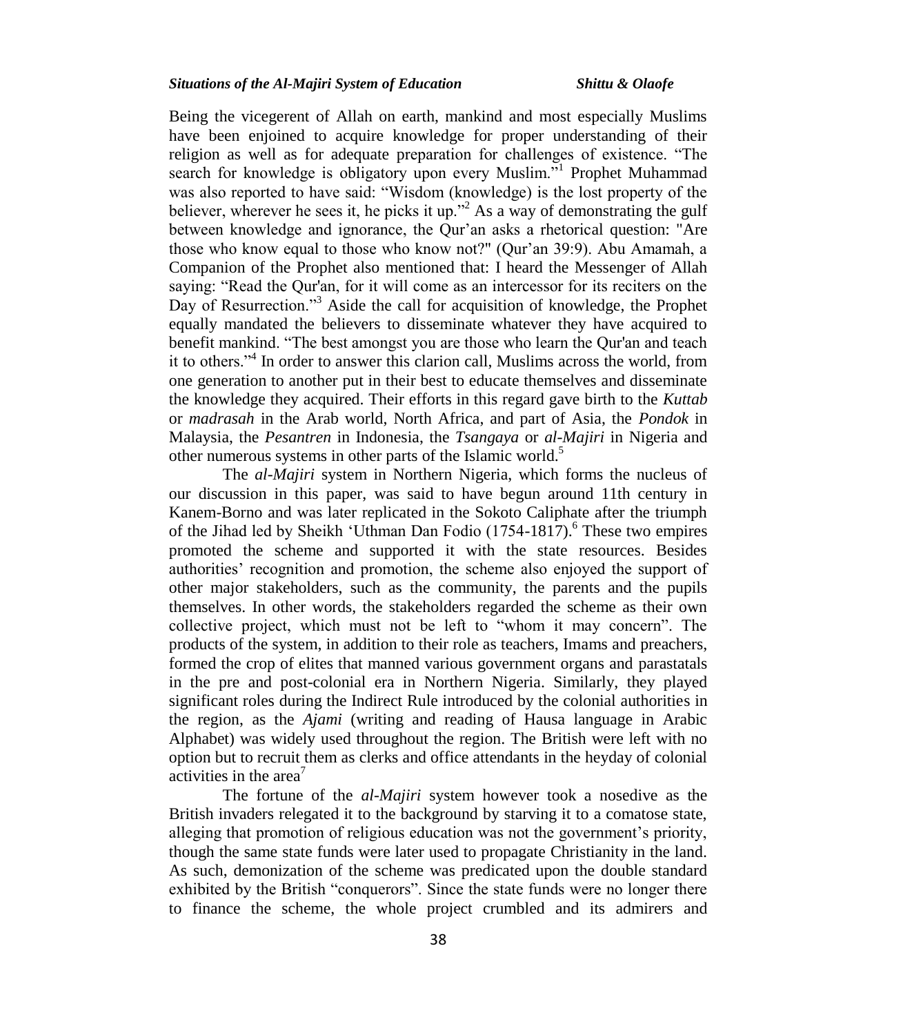Being the vicegerent of Allah on earth, mankind and most especially Muslims have been enjoined to acquire knowledge for proper understanding of their religion as well as for adequate preparation for challenges of existence. “The search for knowledge is obligatory upon every Muslim.”[1] Prophet Muhammad was also reported to have said: “Wisdom (knowledge) is the lost property of the believer, wherever he sees it, he picks it up.”[2] As a way of demonstrating the gulf between knowledge and ignorance, the Qur’an asks a rhetorical question: "Are those who know equal to those who know not?" (Qur’an 39:9). Abu Amamah, a Companion of the Prophet also mentioned that: I heard the Messenger of Allah saying: “Read the Qur'an, for it will come as an intercessor for its reciters on the Day of Resurrection.”[3] Aside the call for acquisition of knowledge, the Prophet equally mandated the believers to disseminate whatever they have acquired to benefit mankind. “The best amongst you are those who learn the Qur'an and teach it to others.”[4] In order to answer this clarion call, Muslims across the world, from one generation to another put in their best to educate themselves and disseminate the knowledge they acquired. Their efforts in this regard gave birth to the *Kuttab* or *madrasah* in the Arab world, North Africa, and part of Asia, the *Pondok* in Malaysia, the *Pesantren* in Indonesia, the *Tsangaya* or *al-Majiri* in Nigeria and other numerous systems in other parts of the Islamic world.[5]

The *al-Majiri* system in Northern Nigeria, which forms the nucleus of our discussion in this paper, was said to have begun around 11th century in Kanem-Borno and was later replicated in the Sokoto Caliphate after the triumph of the Jihad led by Sheikh ‘Uthman Dan Fodio (1754-1817).[6] These two empires promoted the scheme and supported it with the state resources. Besides authorities’ recognition and promotion, the scheme also enjoyed the support of other major stakeholders, such as the community, the parents and the pupils themselves. In other words, the stakeholders regarded the scheme as their own collective project, which must not be left to “whom it may concern”. The products of the system, in addition to their role as teachers, Imams and preachers, formed the crop of elites that manned various government organs and parastatals in the pre and post-colonial era in Northern Nigeria. Similarly, they played significant roles during the Indirect Rule introduced by the colonial authorities in the region, as the *Ajami* (writing and reading of Hausa language in Arabic Alphabet) was widely used throughout the region. The British were left with no option but to recruit them as clerks and office attendants in the heyday of colonial activities in the area[7]

The fortune of the *al-Majiri* system however took a nosedive as the British invaders relegated it to the background by starving it to a comatose state, alleging that promotion of religious education was not the government’s priority, though the same state funds were later used to propagate Christianity in the land. As such, demonization of the scheme was predicated upon the double standard exhibited by the British “conquerors”. Since the state funds were no longer there to finance the scheme, the whole project crumbled and its admirers and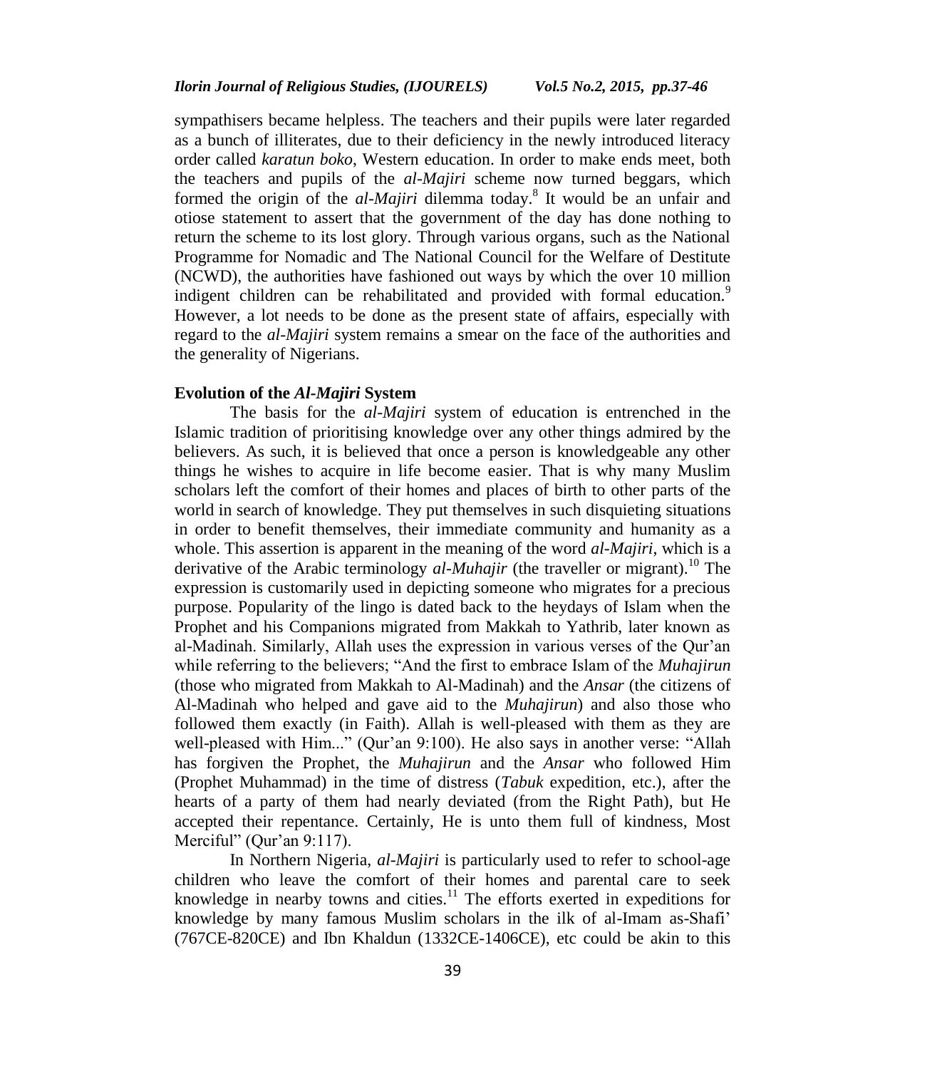sympathisers became helpless. The teachers and their pupils were later regarded as a bunch of illiterates, due to their deficiency in the newly introduced literacy order called *karatun boko*, Western education. In order to make ends meet, both the teachers and pupils of the *al-Majiri* scheme now turned beggars, which formed the origin of the *al-Majiri* dilemma today.[8] It would be an unfair and otiose statement to assert that the government of the day has done nothing to return the scheme to its lost glory. Through various organs, such as the National Programme for Nomadic and The National Council for the Welfare of Destitute (NCWD), the authorities have fashioned out ways by which the over 10 million indigent children can be rehabilitated and provided with formal education.[9] However, a lot needs to be done as the present state of affairs, especially with regard to the *al-Majiri* system remains a smear on the face of the authorities and the generality of Nigerians.

## Evolution of the *Al-Majiri* System

The basis for the *al-Majiri* system of education is entrenched in the Islamic tradition of prioritising knowledge over any other things admired by the believers. As such, it is believed that once a person is knowledgeable any other things he wishes to acquire in life become easier. That is why many Muslim scholars left the comfort of their homes and places of birth to other parts of the world in search of knowledge. They put themselves in such disquieting situations in order to benefit themselves, their immediate community and humanity as a whole. This assertion is apparent in the meaning of the word *al-Majiri*, which is a derivative of the Arabic terminology *al-Muhajir* (the traveller or migrant).[10] The expression is customarily used in depicting someone who migrates for a precious purpose. Popularity of the lingo is dated back to the heydays of Islam when the Prophet and his Companions migrated from Makkah to Yathrib, later known as al-Madinah. Similarly, Allah uses the expression in various verses of the Qur'an while referring to the believers; "And the first to embrace Islam of the *Muhajirun* (those who migrated from Makkah to Al-Madinah) and the *Ansar* (the citizens of Al-Madinah who helped and gave aid to the *Muhajirun*) and also those who followed them exactly (in Faith). Allah is well-pleased with them as they are well-pleased with Him..." (Qur'an 9:100). He also says in another verse: "Allah has forgiven the Prophet, the *Muhajirun* and the *Ansar* who followed Him (Prophet Muhammad) in the time of distress (*Tabuk* expedition, etc.), after the hearts of a party of them had nearly deviated (from the Right Path), but He accepted their repentance. Certainly, He is unto them full of kindness, Most Merciful" (Qur'an 9:117).

In Northern Nigeria, *al-Majiri* is particularly used to refer to school-age children who leave the comfort of their homes and parental care to seek knowledge in nearby towns and cities.[11] The efforts exerted in expeditions for knowledge by many famous Muslim scholars in the ilk of al-Imam as-Shafi' (767CE-820CE) and Ibn Khaldun (1332CE-1406CE), etc could be akin to this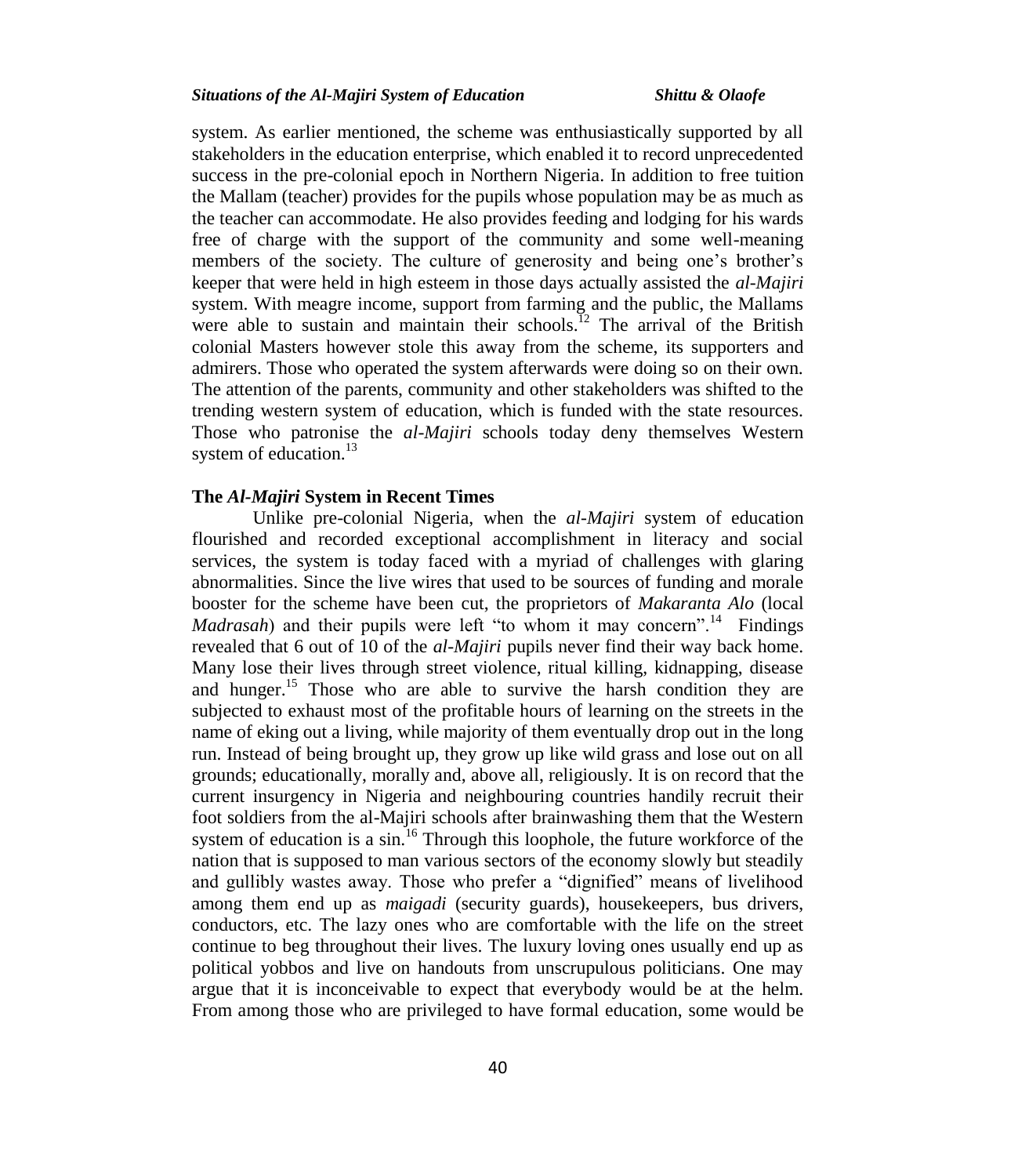system. As earlier mentioned, the scheme was enthusiastically supported by all stakeholders in the education enterprise, which enabled it to record unprecedented success in the pre-colonial epoch in Northern Nigeria. In addition to free tuition the Mallam (teacher) provides for the pupils whose population may be as much as the teacher can accommodate. He also provides feeding and lodging for his wards free of charge with the support of the community and some well-meaning members of the society. The culture of generosity and being one's brother's keeper that were held in high esteem in those days actually assisted the *al-Majiri* system. With meagre income, support from farming and the public, the Mallams were able to sustain and maintain their schools.[12] The arrival of the British colonial Masters however stole this away from the scheme, its supporters and admirers. Those who operated the system afterwards were doing so on their own. The attention of the parents, community and other stakeholders was shifted to the trending western system of education, which is funded with the state resources. Those who patronise the *al-Majiri* schools today deny themselves Western system of education.[13]

## The *Al-Majiri* System in Recent Times

Unlike pre-colonial Nigeria, when the *al-Majiri* system of education flourished and recorded exceptional accomplishment in literacy and social services, the system is today faced with a myriad of challenges with glaring abnormalities. Since the live wires that used to be sources of funding and morale booster for the scheme have been cut, the proprietors of *Makaranta Alo* (local *Madrasah*) and their pupils were left "to whom it may concern".[14] Findings revealed that 6 out of 10 of the *al-Majiri* pupils never find their way back home. Many lose their lives through street violence, ritual killing, kidnapping, disease and hunger.[15] Those who are able to survive the harsh condition they are subjected to exhaust most of the profitable hours of learning on the streets in the name of eking out a living, while majority of them eventually drop out in the long run. Instead of being brought up, they grow up like wild grass and lose out on all grounds; educationally, morally and, above all, religiously. It is on record that the current insurgency in Nigeria and neighbouring countries handily recruit their foot soldiers from the al-Majiri schools after brainwashing them that the Western system of education is a sin.[16] Through this loophole, the future workforce of the nation that is supposed to man various sectors of the economy slowly but steadily and gullibly wastes away. Those who prefer a "dignified" means of livelihood among them end up as *maigadi* (security guards), housekeepers, bus drivers, conductors, etc. The lazy ones who are comfortable with the life on the street continue to beg throughout their lives. The luxury loving ones usually end up as political yobbos and live on handouts from unscrupulous politicians. One may argue that it is inconceivable to expect that everybody would be at the helm. From among those who are privileged to have formal education, some would be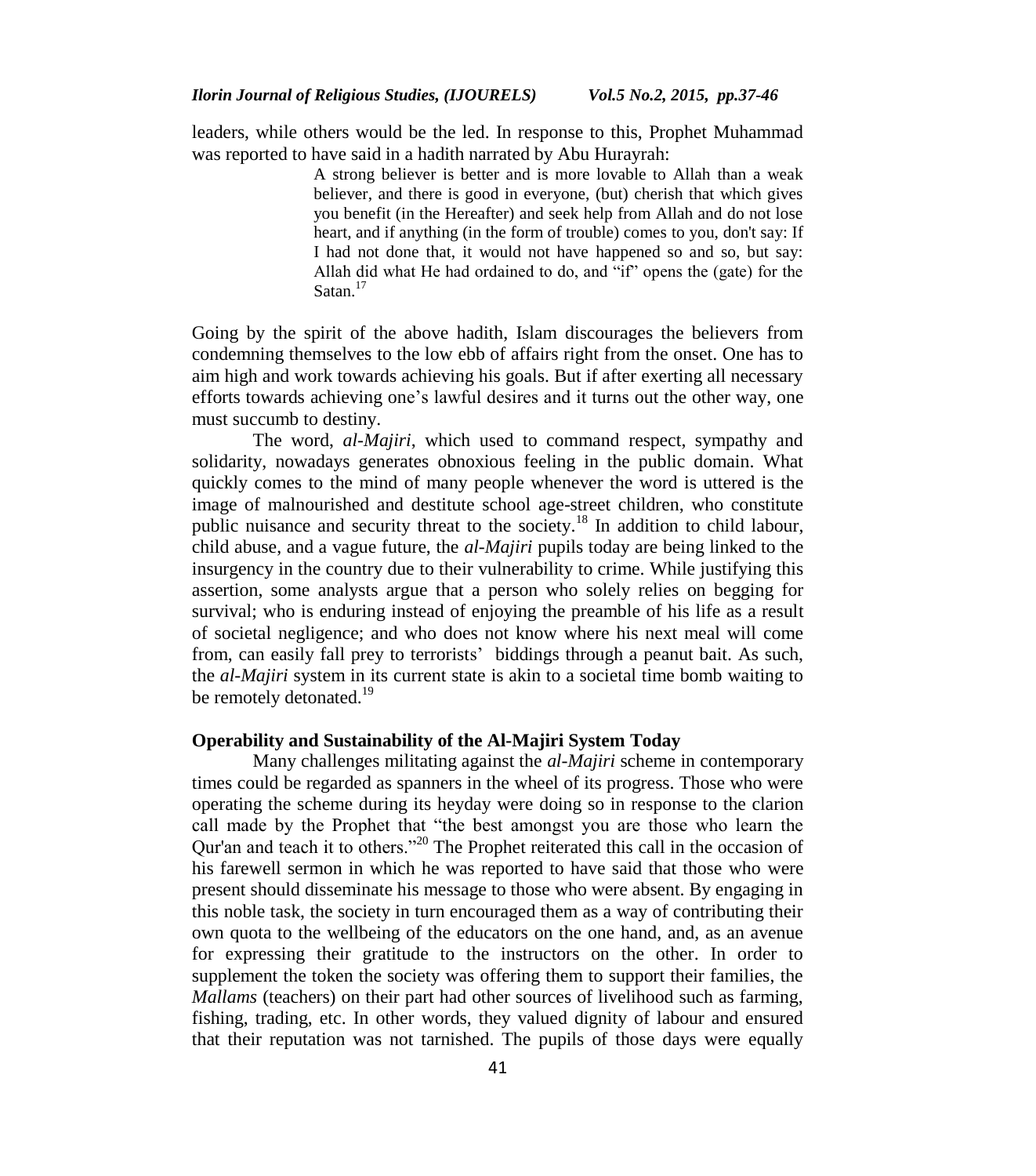leaders, while others would be the led. In response to this, Prophet Muhammad was reported to have said in a hadith narrated by Abu Hurayrah:

> A strong believer is better and is more lovable to Allah than a weak believer, and there is good in everyone, (but) cherish that which gives you benefit (in the Hereafter) and seek help from Allah and do not lose heart, and if anything (in the form of trouble) comes to you, don't say: If I had not done that, it would not have happened so and so, but say: Allah did what He had ordained to do, and "if" opens the (gate) for the Satan.[17]

Going by the spirit of the above hadith, Islam discourages the believers from condemning themselves to the low ebb of affairs right from the onset. One has to aim high and work towards achieving his goals. But if after exerting all necessary efforts towards achieving one's lawful desires and it turns out the other way, one must succumb to destiny.

The word, *al-Majiri*, which used to command respect, sympathy and solidarity, nowadays generates obnoxious feeling in the public domain. What quickly comes to the mind of many people whenever the word is uttered is the image of malnourished and destitute school age-street children, who constitute public nuisance and security threat to the society.[18] In addition to child labour, child abuse, and a vague future, the *al-Majiri* pupils today are being linked to the insurgency in the country due to their vulnerability to crime. While justifying this assertion, some analysts argue that a person who solely relies on begging for survival; who is enduring instead of enjoying the preamble of his life as a result of societal negligence; and who does not know where his next meal will come from, can easily fall prey to terrorists' biddings through a peanut bait. As such, the *al-Majiri* system in its current state is akin to a societal time bomb waiting to be remotely detonated.[19]

## Operability and Sustainability of the Al-Majiri System Today

Many challenges militating against the *al-Majiri* scheme in contemporary times could be regarded as spanners in the wheel of its progress. Those who were operating the scheme during its heyday were doing so in response to the clarion call made by the Prophet that "the best amongst you are those who learn the Qur'an and teach it to others."[20] The Prophet reiterated this call in the occasion of his farewell sermon in which he was reported to have said that those who were present should disseminate his message to those who were absent. By engaging in this noble task, the society in turn encouraged them as a way of contributing their own quota to the wellbeing of the educators on the one hand, and, as an avenue for expressing their gratitude to the instructors on the other. In order to supplement the token the society was offering them to support their families, the *Mallams* (teachers) on their part had other sources of livelihood such as farming, fishing, trading, etc. In other words, they valued dignity of labour and ensured that their reputation was not tarnished. The pupils of those days were equally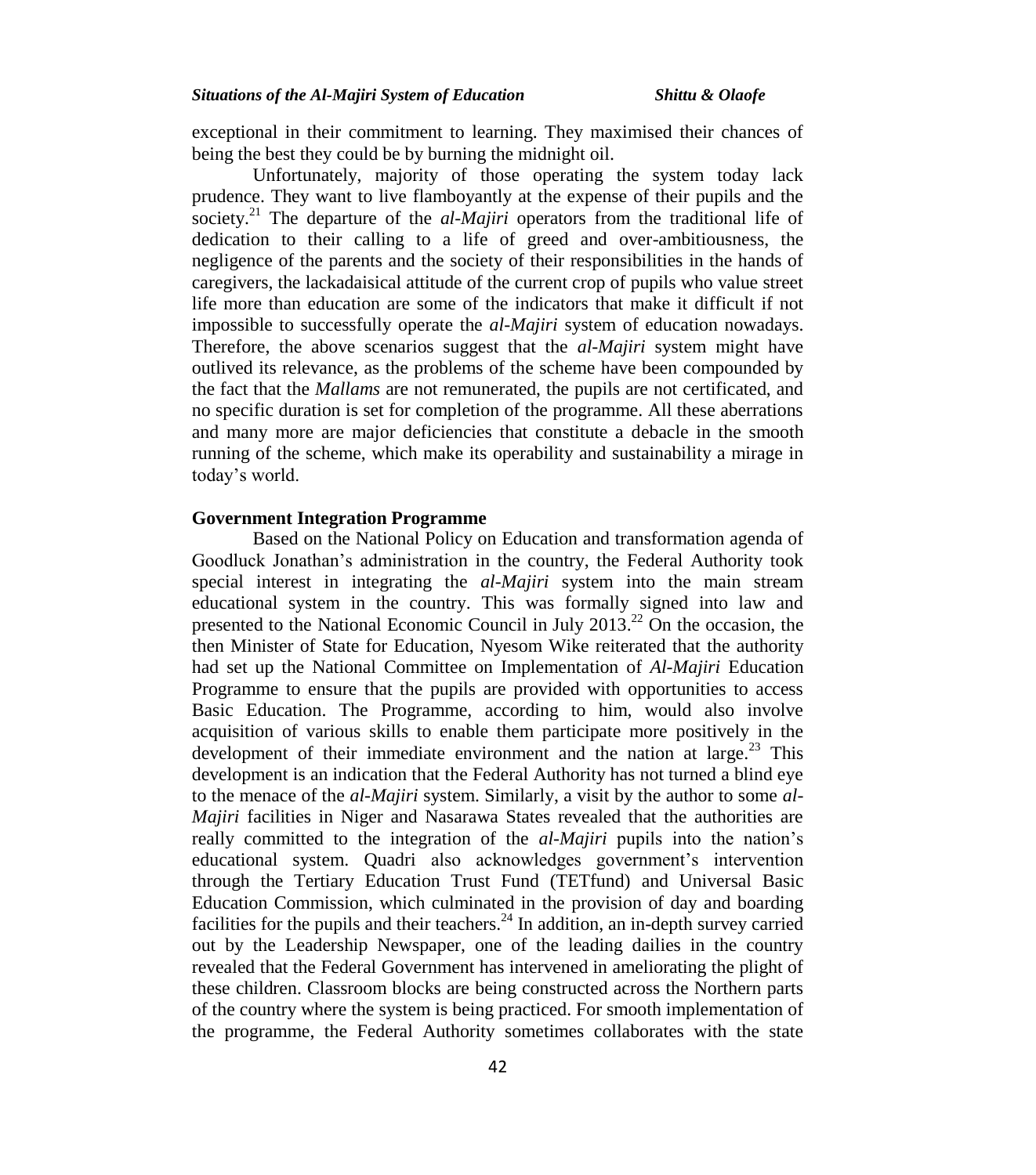exceptional in their commitment to learning. They maximised their chances of being the best they could be by burning the midnight oil.

Unfortunately, majority of those operating the system today lack prudence. They want to live flamboyantly at the expense of their pupils and the society.[21] The departure of the *al-Majiri* operators from the traditional life of dedication to their calling to a life of greed and over-ambitiousness, the negligence of the parents and the society of their responsibilities in the hands of caregivers, the lackadaisical attitude of the current crop of pupils who value street life more than education are some of the indicators that make it difficult if not impossible to successfully operate the *al-Majiri* system of education nowadays. Therefore, the above scenarios suggest that the *al-Majiri* system might have outlived its relevance, as the problems of the scheme have been compounded by the fact that the *Mallams* are not remunerated, the pupils are not certificated, and no specific duration is set for completion of the programme. All these aberrations and many more are major deficiencies that constitute a debacle in the smooth running of the scheme, which make its operability and sustainability a mirage in today's world.

**Government Integration Programme**

Based on the National Policy on Education and transformation agenda of Goodluck Jonathan's administration in the country, the Federal Authority took special interest in integrating the *al-Majiri* system into the main stream educational system in the country. This was formally signed into law and presented to the National Economic Council in July 2013.[22] On the occasion, the then Minister of State for Education, Nyesom Wike reiterated that the authority had set up the National Committee on Implementation of *Al-Majiri* Education Programme to ensure that the pupils are provided with opportunities to access Basic Education. The Programme, according to him, would also involve acquisition of various skills to enable them participate more positively in the development of their immediate environment and the nation at large.[23] This development is an indication that the Federal Authority has not turned a blind eye to the menace of the *al-Majiri* system. Similarly, a visit by the author to some *al-Majiri* facilities in Niger and Nasarawa States revealed that the authorities are really committed to the integration of the *al-Majiri* pupils into the nation's educational system. Quadri also acknowledges government's intervention through the Tertiary Education Trust Fund (TETfund) and Universal Basic Education Commission, which culminated in the provision of day and boarding facilities for the pupils and their teachers.[24] In addition, an in-depth survey carried out by the Leadership Newspaper, one of the leading dailies in the country revealed that the Federal Government has intervened in ameliorating the plight of these children. Classroom blocks are being constructed across the Northern parts of the country where the system is being practiced. For smooth implementation of the programme, the Federal Authority sometimes collaborates with the state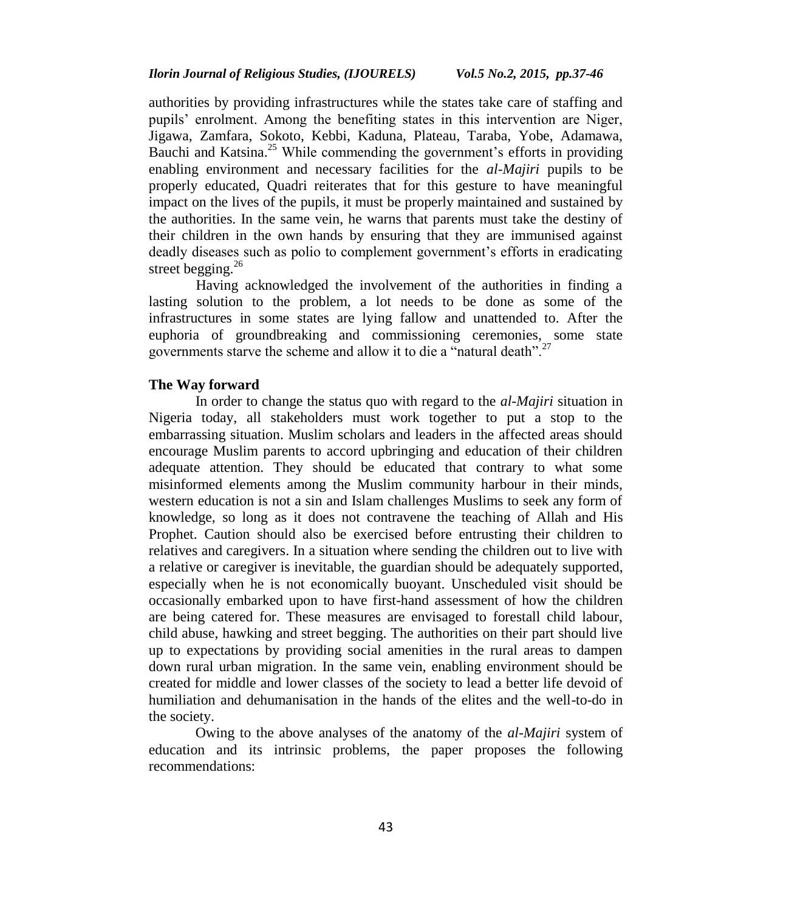authorities by providing infrastructures while the states take care of staffing and pupils' enrolment. Among the benefiting states in this intervention are Niger, Jigawa, Zamfara, Sokoto, Kebbi, Kaduna, Plateau, Taraba, Yobe, Adamawa, Bauchi and Katsina.[25] While commending the government's efforts in providing enabling environment and necessary facilities for the *al-Majiri* pupils to be properly educated, Quadri reiterates that for this gesture to have meaningful impact on the lives of the pupils, it must be properly maintained and sustained by the authorities. In the same vein, he warns that parents must take the destiny of their children in the own hands by ensuring that they are immunised against deadly diseases such as polio to complement government's efforts in eradicating street begging.[26]

Having acknowledged the involvement of the authorities in finding a lasting solution to the problem, a lot needs to be done as some of the infrastructures in some states are lying fallow and unattended to. After the euphoria of groundbreaking and commissioning ceremonies, some state governments starve the scheme and allow it to die a "natural death".[27]

## The Way forward

In order to change the status quo with regard to the *al-Majiri* situation in Nigeria today, all stakeholders must work together to put a stop to the embarrassing situation. Muslim scholars and leaders in the affected areas should encourage Muslim parents to accord upbringing and education of their children adequate attention. They should be educated that contrary to what some misinformed elements among the Muslim community harbour in their minds, western education is not a sin and Islam challenges Muslims to seek any form of knowledge, so long as it does not contravene the teaching of Allah and His Prophet. Caution should also be exercised before entrusting their children to relatives and caregivers. In a situation where sending the children out to live with a relative or caregiver is inevitable, the guardian should be adequately supported, especially when he is not economically buoyant. Unscheduled visit should be occasionally embarked upon to have first-hand assessment of how the children are being catered for. These measures are envisaged to forestall child labour, child abuse, hawking and street begging. The authorities on their part should live up to expectations by providing social amenities in the rural areas to dampen down rural urban migration. In the same vein, enabling environment should be created for middle and lower classes of the society to lead a better life devoid of humiliation and dehumanisation in the hands of the elites and the well-to-do in the society.

Owing to the above analyses of the anatomy of the *al-Majiri* system of education and its intrinsic problems, the paper proposes the following recommendations: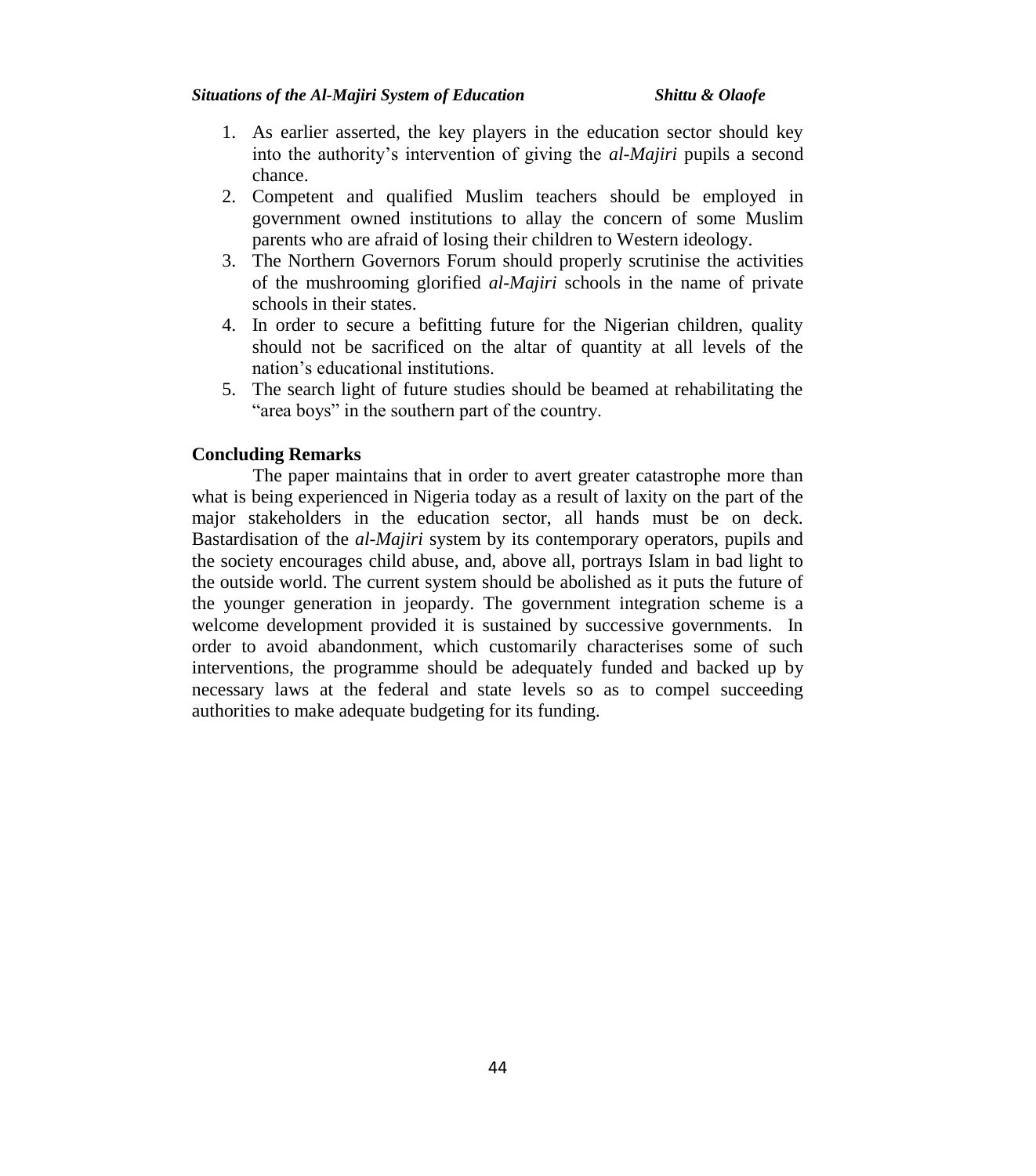1. As earlier asserted, the key players in the education sector should key into the authority's intervention of giving the *al-Majiri* pupils a second chance.
2. Competent and qualified Muslim teachers should be employed in government owned institutions to allay the concern of some Muslim parents who are afraid of losing their children to Western ideology.
3. The Northern Governors Forum should properly scrutinise the activities of the mushrooming glorified *al-Majiri* schools in the name of private schools in their states.
4. In order to secure a befitting future for the Nigerian children, quality should not be sacrificed on the altar of quantity at all levels of the nation's educational institutions.
5. The search light of future studies should be beamed at rehabilitating the "area boys" in the southern part of the country.

## Concluding Remarks

The paper maintains that in order to avert greater catastrophe more than what is being experienced in Nigeria today as a result of laxity on the part of the major stakeholders in the education sector, all hands must be on deck. Bastardisation of the *al-Majiri* system by its contemporary operators, pupils and the society encourages child abuse, and, above all, portrays Islam in bad light to the outside world. The current system should be abolished as it puts the future of the younger generation in jeopardy. The government integration scheme is a welcome development provided it is sustained by successive governments. In order to avoid abandonment, which customarily characterises some of such interventions, the programme should be adequately funded and backed up by necessary laws at the federal and state levels so as to compel succeeding authorities to make adequate budgeting for its funding.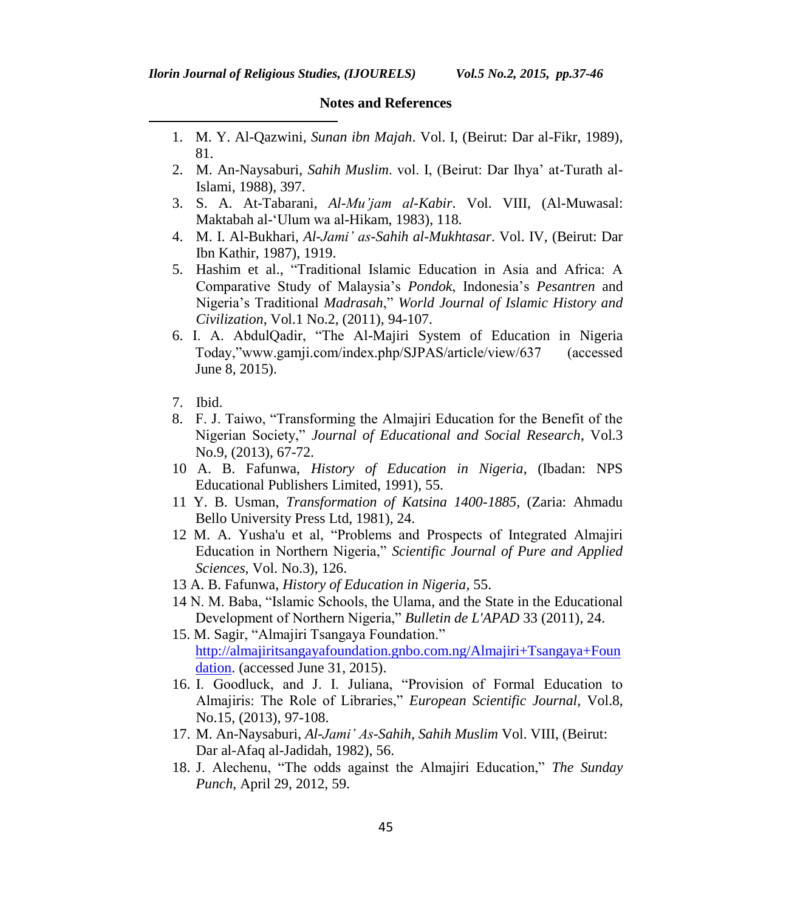## Notes and References

1. M. Y. Al-Qazwini, *Sunan ibn Majah*. Vol. I, (Beirut: Dar al-Fikr, 1989), 81.
2. M. An-Naysaburi, *Sahih Muslim*. vol. I, (Beirut: Dar Ihya' at-Turath al-Islami, 1988), 397.
3. S. A. At-Tabarani, *Al-Mu'jam al-Kabir*. Vol. VIII, (Al-Muwasal: Maktabah al-'Ulum wa al-Hikam, 1983), 118.
4. M. I. Al-Bukhari, *Al-Jami' as-Sahih al-Mukhtasar*. Vol. IV, (Beirut: Dar Ibn Kathir, 1987), 1919.
5. Hashim et al., "Traditional Islamic Education in Asia and Africa: A Comparative Study of Malaysia's *Pondok*, Indonesia's *Pesantren* and Nigeria's Traditional *Madrasah*," *World Journal of Islamic History and Civilization*, Vol.1 No.2, (2011), 94-107.
6. I. A. AbdulQadir, "The Al-Majiri System of Education in Nigeria Today,"www.gamji.com/index.php/SJPAS/article/view/637 (accessed June 8, 2015).
7. Ibid.
8. F. J. Taiwo, "Transforming the Almajiri Education for the Benefit of the Nigerian Society," *Journal of Educational and Social Research*, Vol.3 No.9, (2013), 67-72.
9. A. B. Fafunwa, *History of Education in Nigeria*, (Ibadan: NPS Educational Publishers Limited, 1991), 55.
10. Y. B. Usman, *Transformation of Katsina 1400-1885*, (Zaria: Ahmadu Bello University Press Ltd, 1981), 24.
11. M. A. Yusha'u et al, "Problems and Prospects of Integrated Almajiri Education in Northern Nigeria," *Scientific Journal of Pure and Applied Sciences*, Vol. No.3), 126.
12. A. B. Fafunwa, *History of Education in Nigeria*, 55.
13. N. M. Baba, "Islamic Schools, the Ulama, and the State in the Educational Development of Northern Nigeria," *Bulletin de L'APAD* 33 (2011), 24.
14. M. Sagir, "Almajiri Tsangaya Foundation." http://almajiritsangayafoundation.gnbo.com.ng/Almajiri+Tsangaya+Foundation. (accessed June 31, 2015).
15. I. Goodluck, and J. I. Juliana, "Provision of Formal Education to Almajiris: The Role of Libraries," *European Scientific Journal*, Vol.8, No.15, (2013), 97-108.
16. M. An-Naysaburi, *Al-Jami' As-Sahih, Sahih Muslim* Vol. VIII, (Beirut: Dar al-Afaq al-Jadidah, 1982), 56.
17. J. Alechenu, "The odds against the Almajiri Education," *The Sunday Punch*, April 29, 2012, 59.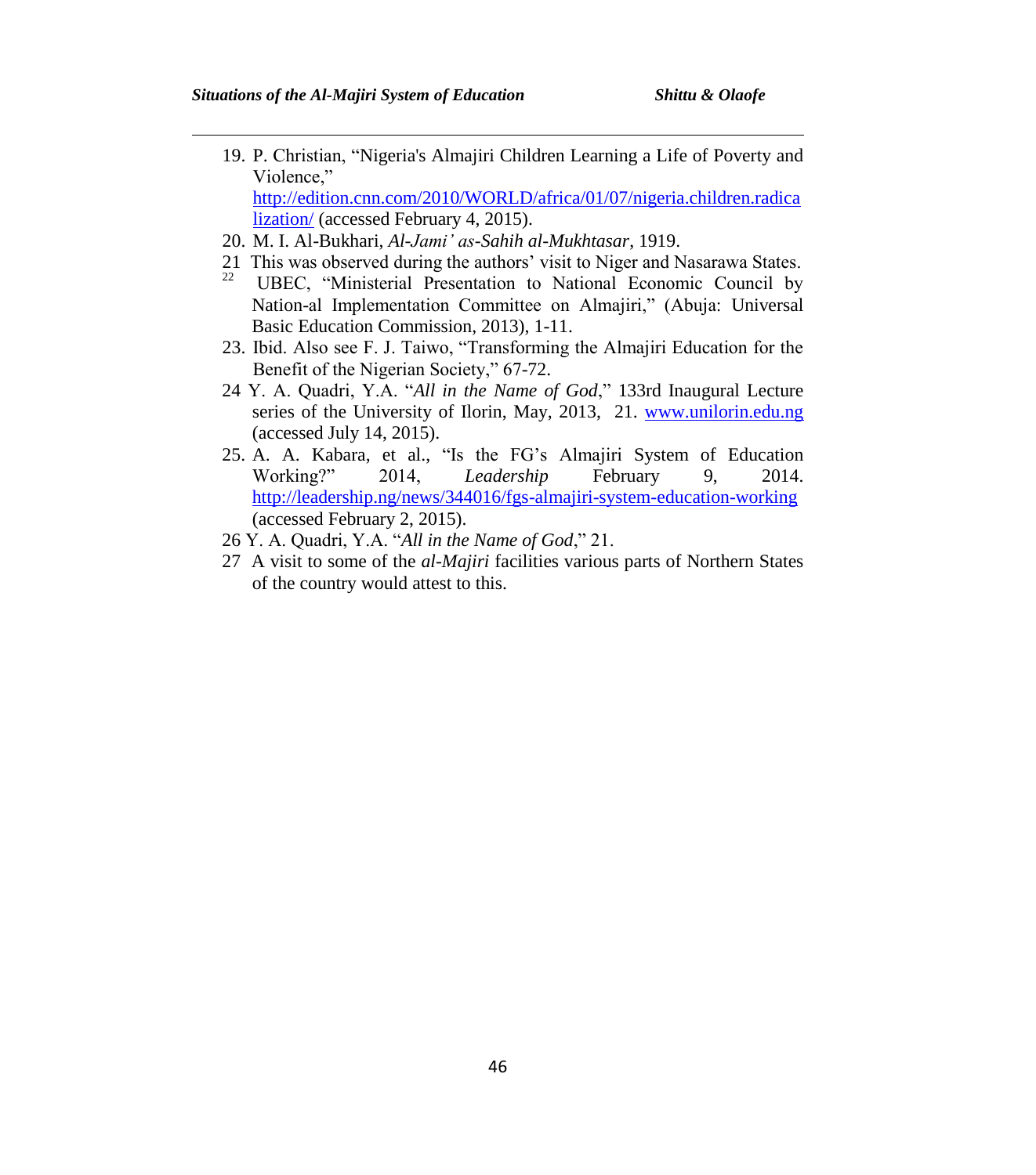19. P. Christian, "Nigeria's Almajiri Children Learning a Life of Poverty and Violence," http://edition.cnn.com/2010/WORLD/africa/01/07/nigeria.children.radicalization/ (accessed February 4, 2015).
20. M. I. Al-Bukhari, *Al-Jami' as-Sahih al-Mukhtasar*, 1919.
21. This was observed during the authors' visit to Niger and Nasarawa States.
22. UBEC, "Ministerial Presentation to National Economic Council by Nation-al Implementation Committee on Almajiri," (Abuja: Universal Basic Education Commission, 2013), 1-11.
23. Ibid. Also see F. J. Taiwo, "Transforming the Almajiri Education for the Benefit of the Nigerian Society," 67-72.
24. Y. A. Quadri, Y.A. "*All in the Name of God*," 133rd Inaugural Lecture series of the University of Ilorin, May, 2013, 21. www.unilorin.edu.ng (accessed July 14, 2015).
25. A. A. Kabara, et al., "Is the FG's Almajiri System of Education Working?" 2014, *Leadership* February 9, 2014. http://leadership.ng/news/344016/fgs-almajiri-system-education-working (accessed February 2, 2015).
26. Y. A. Quadri, Y.A. "*All in the Name of God*," 21.
27. A visit to some of the *al-Majiri* facilities various parts of Northern States of the country would attest to this.